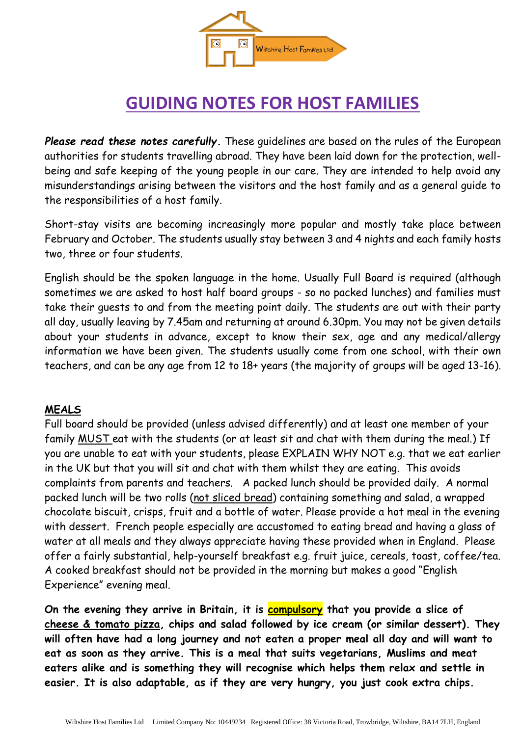Wiltshire Host Families Ltd

# GUIDING NOTES FOR HOST FAMILIES

***Please read these notes carefully.*** These guidelines are based on the rules of the European authorities for students travelling abroad. They have been laid down for the protection, well-being and safe keeping of the young people in our care. They are intended to help avoid any misunderstandings arising between the visitors and the host family and as a general guide to the responsibilities of a host family.

Short-stay visits are becoming increasingly more popular and mostly take place between February and October. The students usually stay between 3 and 4 nights and each family hosts two, three or four students.

English should be the spoken language in the home. Usually Full Board is required (although sometimes we are asked to host half board groups - so no packed lunches) and families must take their guests to and from the meeting point daily. The students are out with their party all day, usually leaving by 7.45am and returning at around 6.30pm. You may not be given details about your students in advance, except to know their sex, age and any medical/allergy information we have been given. The students usually come from one school, with their own teachers, and can be any age from 12 to 18+ years (the majority of groups will be aged 13-16).

## MEALS

Full board should be provided (unless advised differently) and at least one member of your family MUST eat with the students (or at least sit and chat with them during the meal.) If you are unable to eat with your students, please EXPLAIN WHY NOT e.g. that we eat earlier in the UK but that you will sit and chat with them whilst they are eating. This avoids complaints from parents and teachers. A packed lunch should be provided daily. A normal packed lunch will be two rolls (not sliced bread) containing something and salad, a wrapped chocolate biscuit, crisps, fruit and a bottle of water. Please provide a hot meal in the evening with dessert. French people especially are accustomed to eating bread and having a glass of water at all meals and they always appreciate having these provided when in England. Please offer a fairly substantial, help-yourself breakfast e.g. fruit juice, cereals, toast, coffee/tea. A cooked breakfast should not be provided in the morning but makes a good "English Experience" evening meal.

**On the evening they arrive in Britain, it is compulsory that you provide a slice of cheese & tomato pizza, chips and salad followed by ice cream (or similar dessert). They will often have had a long journey and not eaten a proper meal all day and will want to eat as soon as they arrive. This is a meal that suits vegetarians, Muslims and meat eaters alike and is something they will recognise which helps them relax and settle in easier. It is also adaptable, as if they are very hungry, you just cook extra chips.**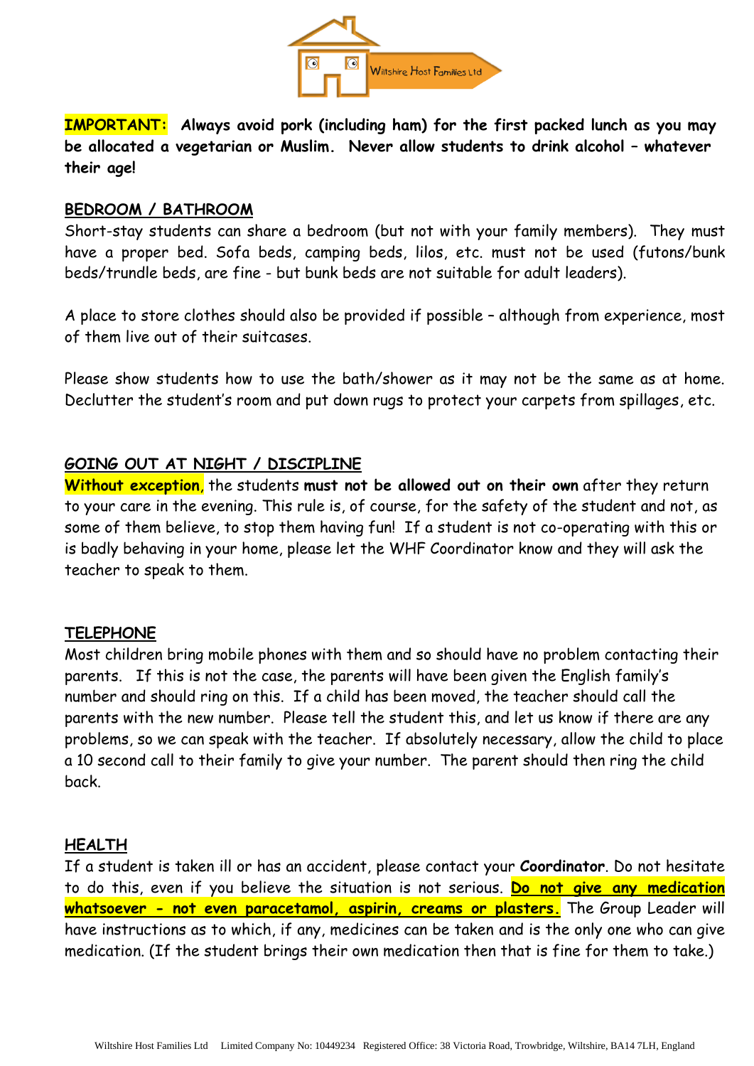**IMPORTANT: Always avoid pork (including ham) for the first packed lunch as you may be allocated a vegetarian or Muslim. Never allow students to drink alcohol – whatever their age!**

## BEDROOM / BATHROOM

Short-stay students can share a bedroom (but not with your family members). They must have a proper bed. Sofa beds, camping beds, lilos, etc. must not be used (futons/bunk beds/trundle beds, are fine - but bunk beds are not suitable for adult leaders).

A place to store clothes should also be provided if possible – although from experience, most of them live out of their suitcases.

Please show students how to use the bath/shower as it may not be the same as at home. Declutter the student's room and put down rugs to protect your carpets from spillages, etc.

## GOING OUT AT NIGHT / DISCIPLINE

**Without exception**, the students **must not be allowed out on their own** after they return to your care in the evening. This rule is, of course, for the safety of the student and not, as some of them believe, to stop them having fun! If a student is not co-operating with this or is badly behaving in your home, please let the WHF Coordinator know and they will ask the teacher to speak to them.

## TELEPHONE

Most children bring mobile phones with them and so should have no problem contacting their parents. If this is not the case, the parents will have been given the English family's number and should ring on this. If a child has been moved, the teacher should call the parents with the new number. Please tell the student this, and let us know if there are any problems, so we can speak with the teacher. If absolutely necessary, allow the child to place a 10 second call to their family to give your number. The parent should then ring the child back.

## HEALTH

If a student is taken ill or has an accident, please contact your **Coordinator**. Do not hesitate to do this, even if you believe the situation is not serious. **Do not give any medication whatsoever - not even paracetamol, aspirin, creams or plasters.** The Group Leader will have instructions as to which, if any, medicines can be taken and is the only one who can give medication. (If the student brings their own medication then that is fine for them to take.)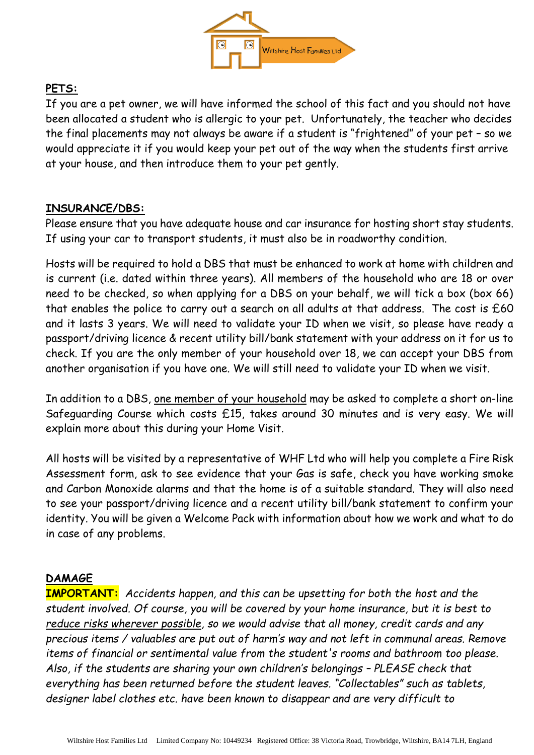## PETS:

If you are a pet owner, we will have informed the school of this fact and you should not have been allocated a student who is allergic to your pet. Unfortunately, the teacher who decides the final placements may not always be aware if a student is "frightened" of your pet – so we would appreciate it if you would keep your pet out of the way when the students first arrive at your house, and then introduce them to your pet gently.

## INSURANCE/DBS:

Please ensure that you have adequate house and car insurance for hosting short stay students. If using your car to transport students, it must also be in roadworthy condition.

Hosts will be required to hold a DBS that must be enhanced to work at home with children and is current (i.e. dated within three years). All members of the household who are 18 or over need to be checked, so when applying for a DBS on your behalf, we will tick a box (box 66) that enables the police to carry out a search on all adults at that address. The cost is £60 and it lasts 3 years. We will need to validate your ID when we visit, so please have ready a passport/driving licence & recent utility bill/bank statement with your address on it for us to check. If you are the only member of your household over 18, we can accept your DBS from another organisation if you have one. We will still need to validate your ID when we visit.

In addition to a DBS, <u>one member of your household</u> may be asked to complete a short on-line Safeguarding Course which costs £15, takes around 30 minutes and is very easy. We will explain more about this during your Home Visit.

All hosts will be visited by a representative of WHF Ltd who will help you complete a Fire Risk Assessment form, ask to see evidence that your Gas is safe, check you have working smoke and Carbon Monoxide alarms and that the home is of a suitable standard. They will also need to see your passport/driving licence and a recent utility bill/bank statement to confirm your identity. You will be given a Welcome Pack with information about how we work and what to do in case of any problems.

## DAMAGE

**IMPORTANT:** *Accidents happen, and this can be upsetting for both the host and the student involved. Of course, you will be covered by your home insurance, but it is best to <u>reduce risks wherever possible</u>, so we would advise that all money, credit cards and any precious items / valuables are put out of harm's way and not left in communal areas. Remove items of financial or sentimental value from the student's rooms and bathroom too please. Also, if the students are sharing your own children's belongings – PLEASE check that everything has been returned before the student leaves. "Collectables" such as tablets, designer label clothes etc. have been known to disappear and are very difficult to*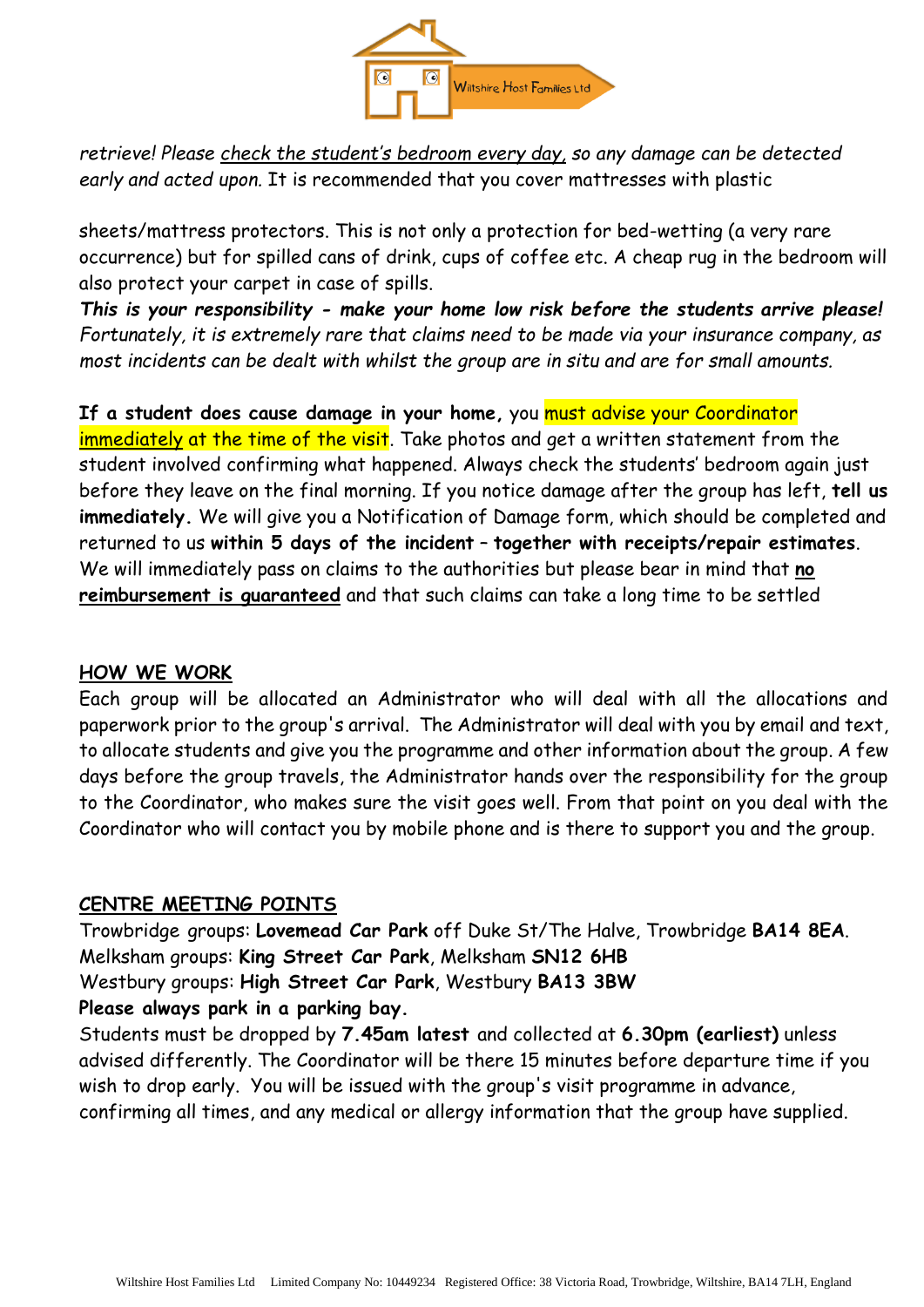*retrieve! Please check the student's bedroom every day, so any damage can be detected early and acted upon.* It is recommended that you cover mattresses with plastic

sheets/mattress protectors. This is not only a protection for bed-wetting (a very rare occurrence) but for spilled cans of drink, cups of coffee etc. A cheap rug in the bedroom will also protect your carpet in case of spills.

***This is your responsibility - make your home low risk before the students arrive please!*** *Fortunately, it is extremely rare that claims need to be made via your insurance company, as most incidents can be dealt with whilst the group are in situ and are for small amounts.*

**If a student does cause damage in your home,** you must advise your Coordinator immediately at the time of the visit. Take photos and get a written statement from the student involved confirming what happened. Always check the students' bedroom again just before they leave on the final morning. If you notice damage after the group has left, **tell us immediately.** We will give you a Notification of Damage form, which should be completed and returned to us **within 5 days of the incident – together with receipts/repair estimates**. We will immediately pass on claims to the authorities but please bear in mind that **no reimbursement is guaranteed** and that such claims can take a long time to be settled

## HOW WE WORK

Each group will be allocated an Administrator who will deal with all the allocations and paperwork prior to the group's arrival. The Administrator will deal with you by email and text, to allocate students and give you the programme and other information about the group. A few days before the group travels, the Administrator hands over the responsibility for the group to the Coordinator, who makes sure the visit goes well. From that point on you deal with the Coordinator who will contact you by mobile phone and is there to support you and the group.

## CENTRE MEETING POINTS

Trowbridge groups: **Lovemead Car Park** off Duke St/The Halve, Trowbridge **BA14 8EA**.
Melksham groups: **King Street Car Park**, Melksham **SN12 6HB**
Westbury groups: **High Street Car Park**, Westbury **BA13 3BW**
**Please always park in a parking bay.**
Students must be dropped by **7.45am latest** and collected at **6.30pm (earliest)** unless advised differently. The Coordinator will be there 15 minutes before departure time if you wish to drop early. You will be issued with the group's visit programme in advance, confirming all times, and any medical or allergy information that the group have supplied.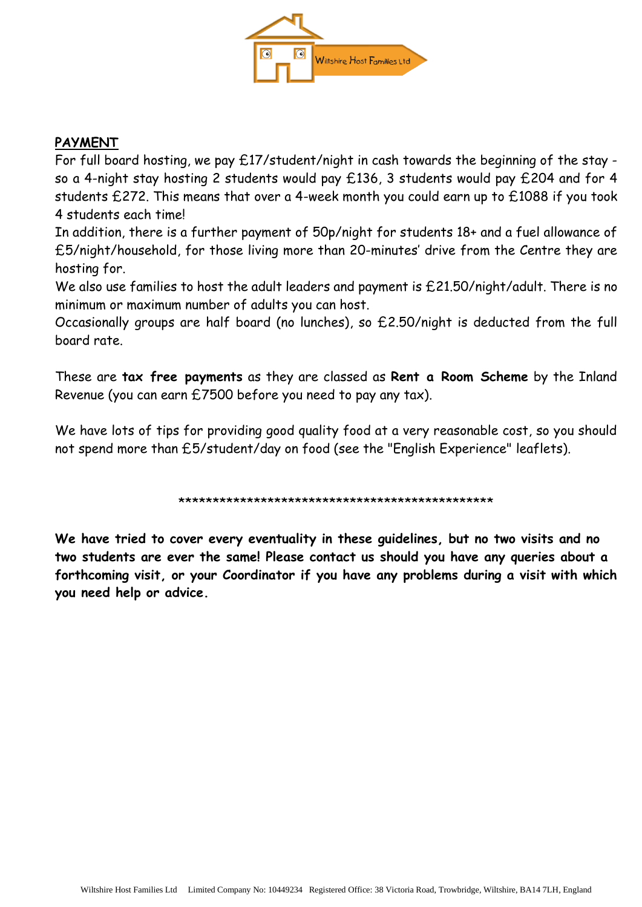**PAYMENT**

For full board hosting, we pay £17/student/night in cash towards the beginning of the stay - so a 4-night stay hosting 2 students would pay £136, 3 students would pay £204 and for 4 students £272. This means that over a 4-week month you could earn up to £1088 if you took 4 students each time!

In addition, there is a further payment of 50p/night for students 18+ and a fuel allowance of £5/night/household, for those living more than 20-minutes' drive from the Centre they are hosting for.

We also use families to host the adult leaders and payment is £21.50/night/adult. There is no minimum or maximum number of adults you can host.

Occasionally groups are half board (no lunches), so £2.50/night is deducted from the full board rate.

These are **tax free payments** as they are classed as **Rent a Room Scheme** by the Inland Revenue (you can earn £7500 before you need to pay any tax).

We have lots of tips for providing good quality food at a very reasonable cost, so you should not spend more than £5/student/day on food (see the "English Experience" leaflets).

***********************************************

**We have tried to cover every eventuality in these guidelines, but no two visits and no two students are ever the same! Please contact us should you have any queries about a forthcoming visit, or your Coordinator if you have any problems during a visit with which you need help or advice.**